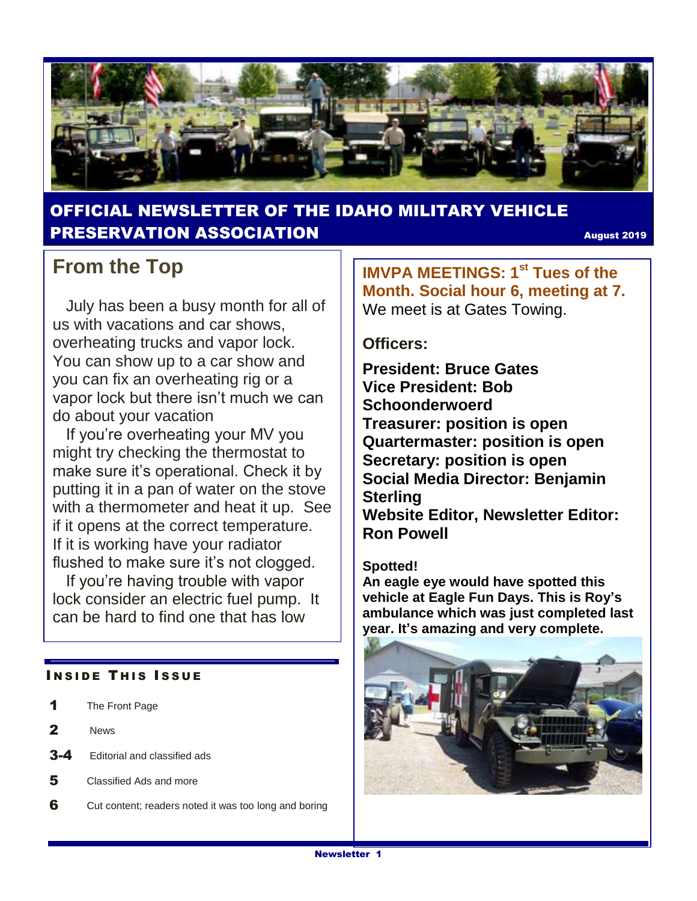# OFFICIAL NEWSLETTER OF THE IDAHO MILITARY VEHICLE PRESERVATION ASSOCIATION

August 2019

## From the Top

July has been a busy month for all of us with vacations and car shows, overheating trucks and vapor lock. You can show up to a car show and you can fix an overheating rig or a vapor lock but there isn't much we can do about your vacation

If you're overheating your MV you might try checking the thermostat to make sure it's operational. Check it by putting it in a pan of water on the stove with a thermometer and heat it up. See if it opens at the correct temperature. If it is working have your radiator flushed to make sure it's not clogged.

If you're having trouble with vapor lock consider an electric fuel pump. It can be hard to find one that has low

### INSIDE THIS ISSUE

| | |
|---|---|
| **1** | The Front Page |
| **2** | News |
| **3-4** | Editorial and classified ads |
| **5** | Classified Ads and more |
| **6** | Cut content; readers noted it was too long and boring |

**IMVPA MEETINGS: 1st Tues of the Month. Social hour 6, meeting at 7.**
We meet is at Gates Towing.

**Officers:**

**President: Bruce Gates**
**Vice President: Bob Schoonderwoerd**
**Treasurer: position is open**
**Quartermaster: position is open**
**Secretary: position is open**
**Social Media Director: Benjamin Sterling**
**Website Editor, Newsletter Editor: Ron Powell**

**Spotted!**
**An eagle eye would have spotted this vehicle at Eagle Fun Days. This is Roy's ambulance which was just completed last year. It's amazing and very complete.**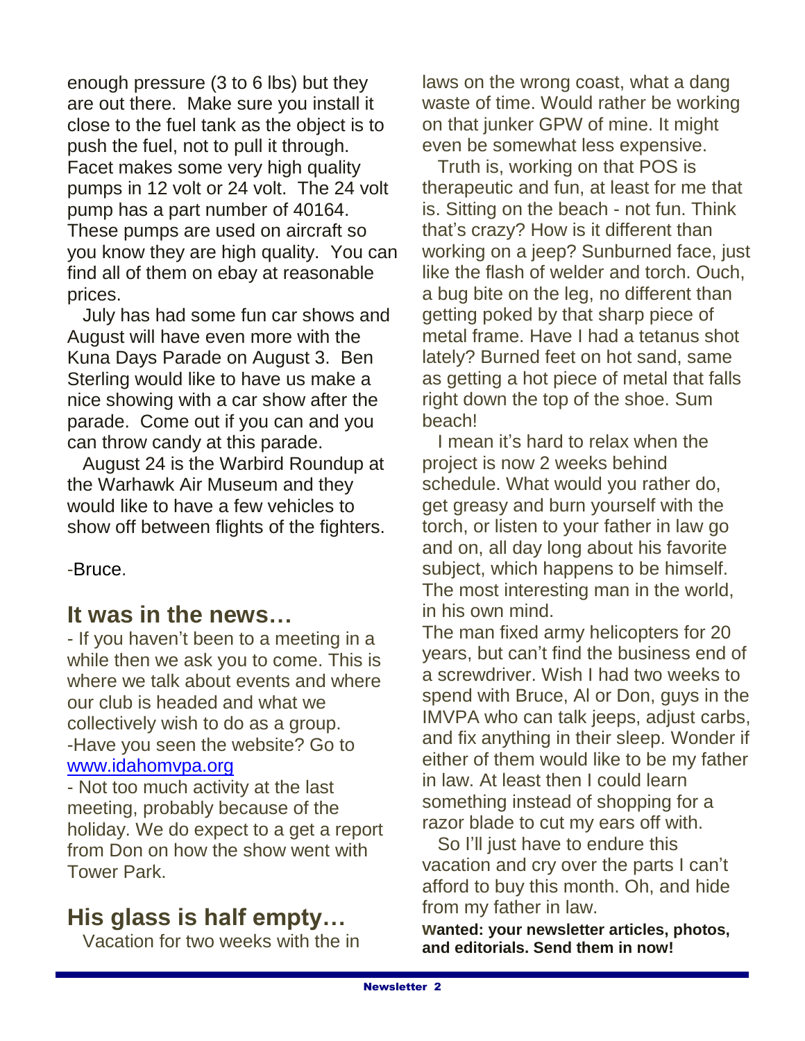enough pressure (3 to 6 lbs) but they are out there. Make sure you install it close to the fuel tank as the object is to push the fuel, not to pull it through. Facet makes some very high quality pumps in 12 volt or 24 volt. The 24 volt pump has a part number of 40164. These pumps are used on aircraft so you know they are high quality. You can find all of them on ebay at reasonable prices.

July has had some fun car shows and August will have even more with the Kuna Days Parade on August 3. Ben Sterling would like to have us make a nice showing with a car show after the parade. Come out if you can and you can throw candy at this parade.

August 24 is the Warbird Roundup at the Warhawk Air Museum and they would like to have a few vehicles to show off between flights of the fighters.

-Bruce.

## It was in the news…

- If you haven't been to a meeting in a while then we ask you to come. This is where we talk about events and where our club is headed and what we collectively wish to do as a group.
-Have you seen the website? Go to [www.idahomvpa.org](http://www.idahomvpa.org)
- Not too much activity at the last meeting, probably because of the holiday. We do expect to a get a report from Don on how the show went with Tower Park.

## His glass is half empty…

Vacation for two weeks with the in laws on the wrong coast, what a dang waste of time. Would rather be working on that junker GPW of mine. It might even be somewhat less expensive.

Truth is, working on that POS is therapeutic and fun, at least for me that is. Sitting on the beach - not fun. Think that's crazy? How is it different than working on a jeep? Sunburned face, just like the flash of welder and torch. Ouch, a bug bite on the leg, no different than getting poked by that sharp piece of metal frame. Have I had a tetanus shot lately? Burned feet on hot sand, same as getting a hot piece of metal that falls right down the top of the shoe. Sum beach!

I mean it's hard to relax when the project is now 2 weeks behind schedule. What would you rather do, get greasy and burn yourself with the torch, or listen to your father in law go and on, all day long about his favorite subject, which happens to be himself. The most interesting man in the world, in his own mind.

The man fixed army helicopters for 20 years, but can't find the business end of a screwdriver. Wish I had two weeks to spend with Bruce, Al or Don, guys in the IMVPA who can talk jeeps, adjust carbs, and fix anything in their sleep. Wonder if either of them would like to be my father in law. At least then I could learn something instead of shopping for a razor blade to cut my ears off with.

So I'll just have to endure this vacation and cry over the parts I can't afford to buy this month. Oh, and hide from my father in law.

**Wanted: your newsletter articles, photos, and editorials. Send them in now!**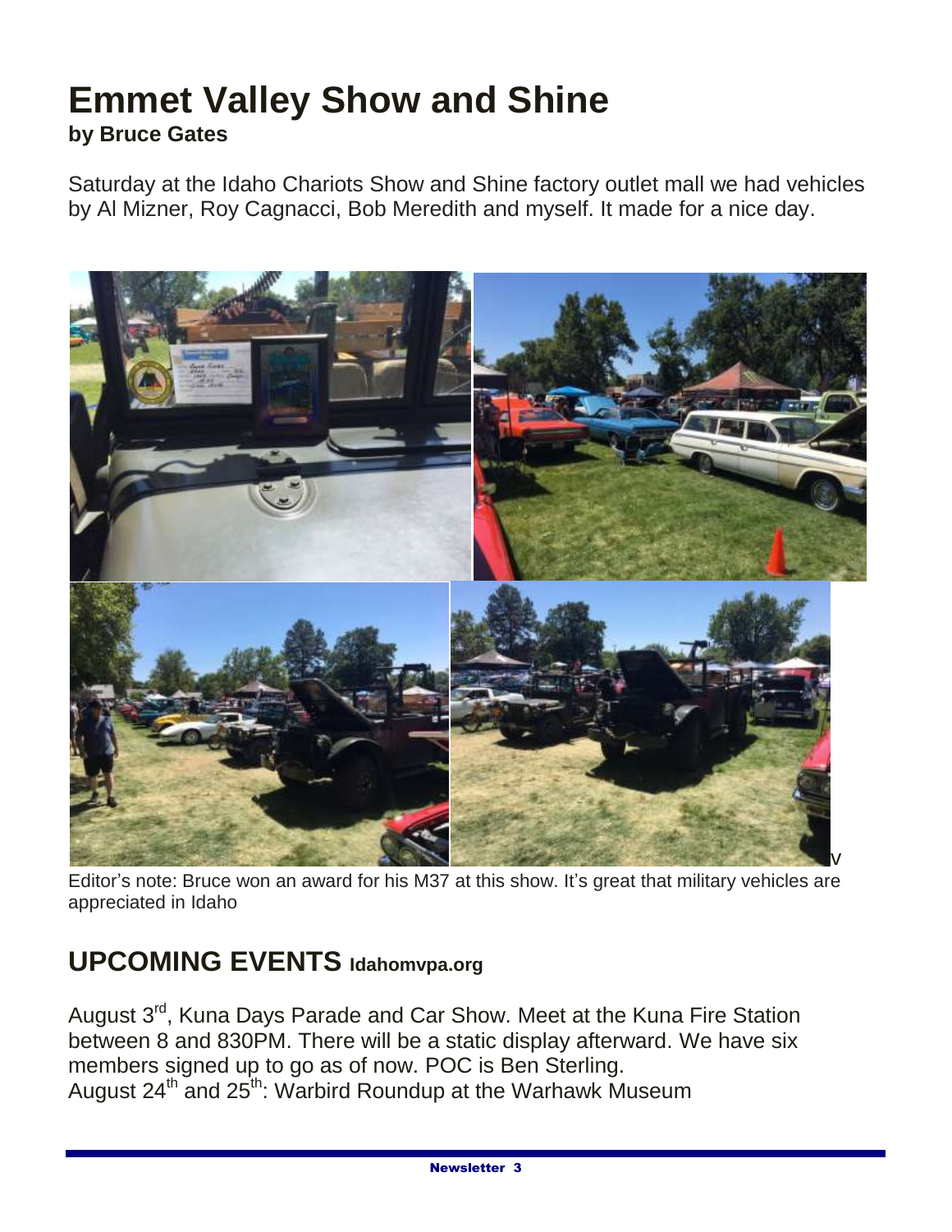# Emmet Valley Show and Shine

**by Bruce Gates**

Saturday at the Idaho Chariots Show and Shine factory outlet mall we had vehicles by Al Mizner, Roy Cagnacci, Bob Meredith and myself. It made for a nice day.

v

Editor's note: Bruce won an award for his M37 at this show. It's great that military vehicles are appreciated in Idaho

## UPCOMING EVENTS Idahomvpa.org

August 3rd, Kuna Days Parade and Car Show. Meet at the Kuna Fire Station between 8 and 830PM. There will be a static display afterward. We have six members signed up to go as of now. POC is Ben Sterling.
August 24th and 25th: Warbird Roundup at the Warhawk Museum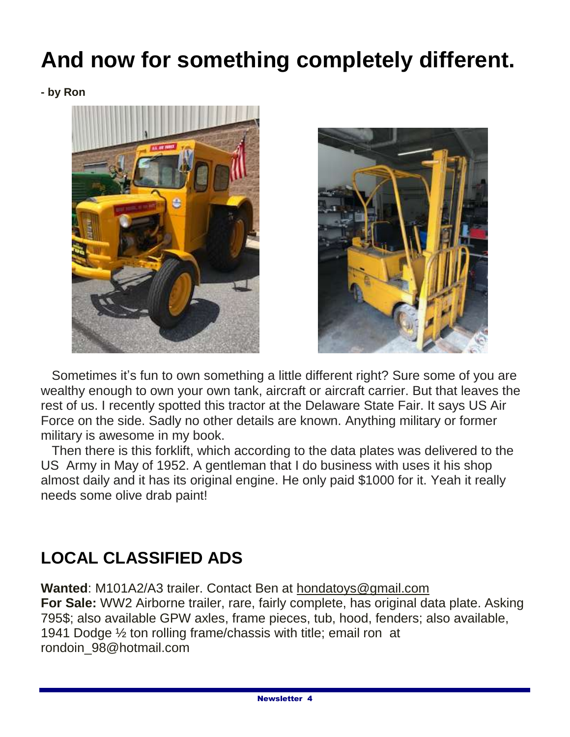# And now for something completely different.

**- by Ron**

Sometimes it's fun to own something a little different right? Sure some of you are wealthy enough to own your own tank, aircraft or aircraft carrier. But that leaves the rest of us. I recently spotted this tractor at the Delaware State Fair. It says US Air Force on the side. Sadly no other details are known. Anything military or former military is awesome in my book.

Then there is this forklift, which according to the data plates was delivered to the US Army in May of 1952. A gentleman that I do business with uses it his shop almost daily and it has its original engine. He only paid $1000 for it. Yeah it really needs some olive drab paint!

## LOCAL CLASSIFIED ADS

**Wanted**: M101A2/A3 trailer. Contact Ben at hondatoys@gmail.com
**For Sale:** WW2 Airborne trailer, rare, fairly complete, has original data plate. Asking 795$; also available GPW axles, frame pieces, tub, hood, fenders; also available, 1941 Dodge ½ ton rolling frame/chassis with title; email ron at rondoin_98@hotmail.com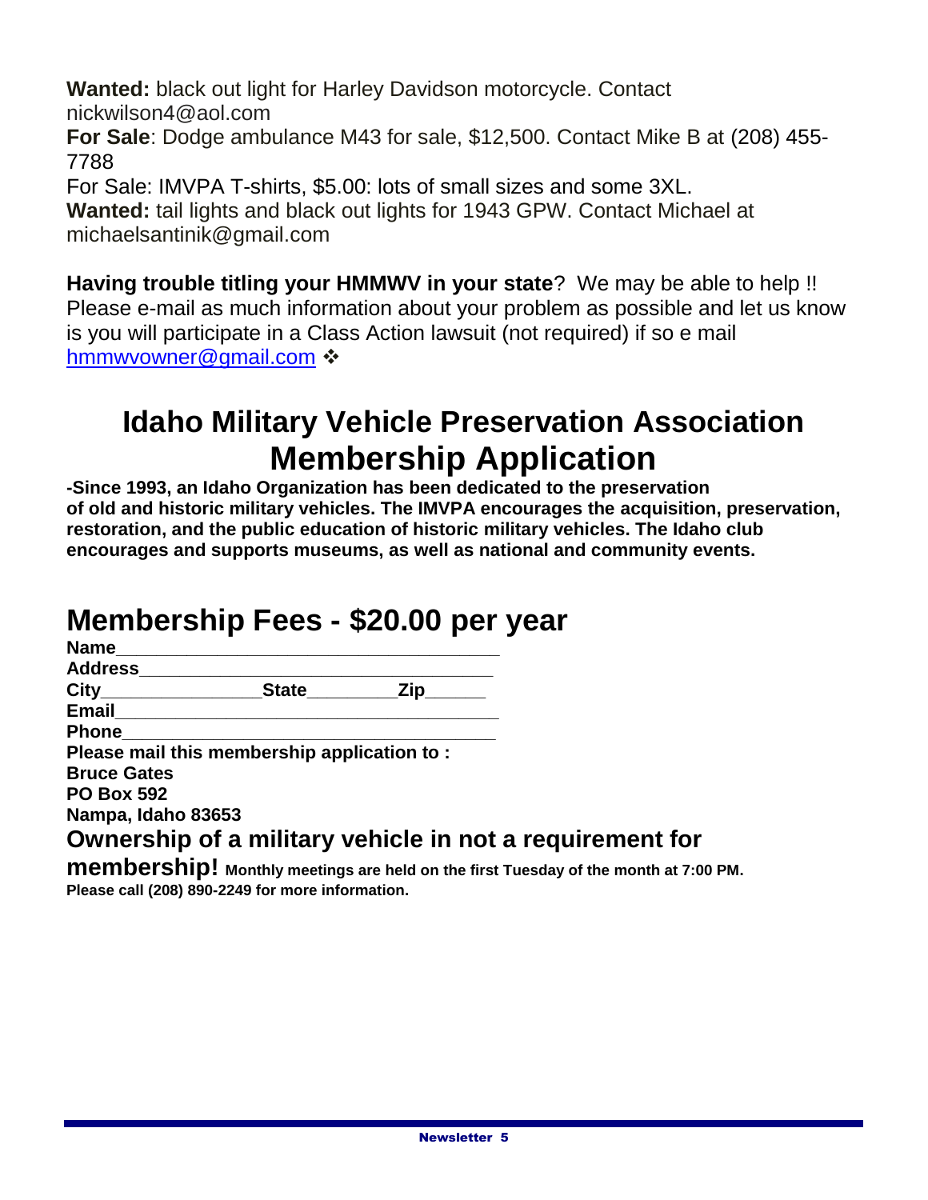**Wanted:** black out light for Harley Davidson motorcycle. Contact nickwilson4@aol.com

**For Sale**: Dodge ambulance M43 for sale, $12,500. Contact Mike B at (208) 455-7788

For Sale: IMVPA T-shirts, $5.00: lots of small sizes and some 3XL.

**Wanted:** tail lights and black out lights for 1943 GPW. Contact Michael at michaelsantinik@gmail.com

**Having trouble titling your HMMWV in your state**? We may be able to help !! Please e-mail as much information about your problem as possible and let us know is you will participate in a Class Action lawsuit (not required) if so e mail hmmwvowner@gmail.com ❖

# Idaho Military Vehicle Preservation Association Membership Application

**-Since 1993, an Idaho Organization has been dedicated to the preservation of old and historic military vehicles. The IMVPA encourages the acquisition, preservation, restoration, and the public education of historic military vehicles. The Idaho club encourages and supports museums, as well as national and community events.**

## Membership Fees - $20.00 per year

**Name**______________________________________

**Address**____________________________________

**City**________________**State**_________**Zip**______

**Email**______________________________________

**Phone**______________________________________

**Please mail this membership application to :**

**Bruce Gates**

**PO Box 592**

**Nampa, Idaho 83653**

### Ownership of a military vehicle in not a requirement for membership!

**Monthly meetings are held on the first Tuesday of the month at 7:00 PM. Please call (208) 890-2249 for more information.**